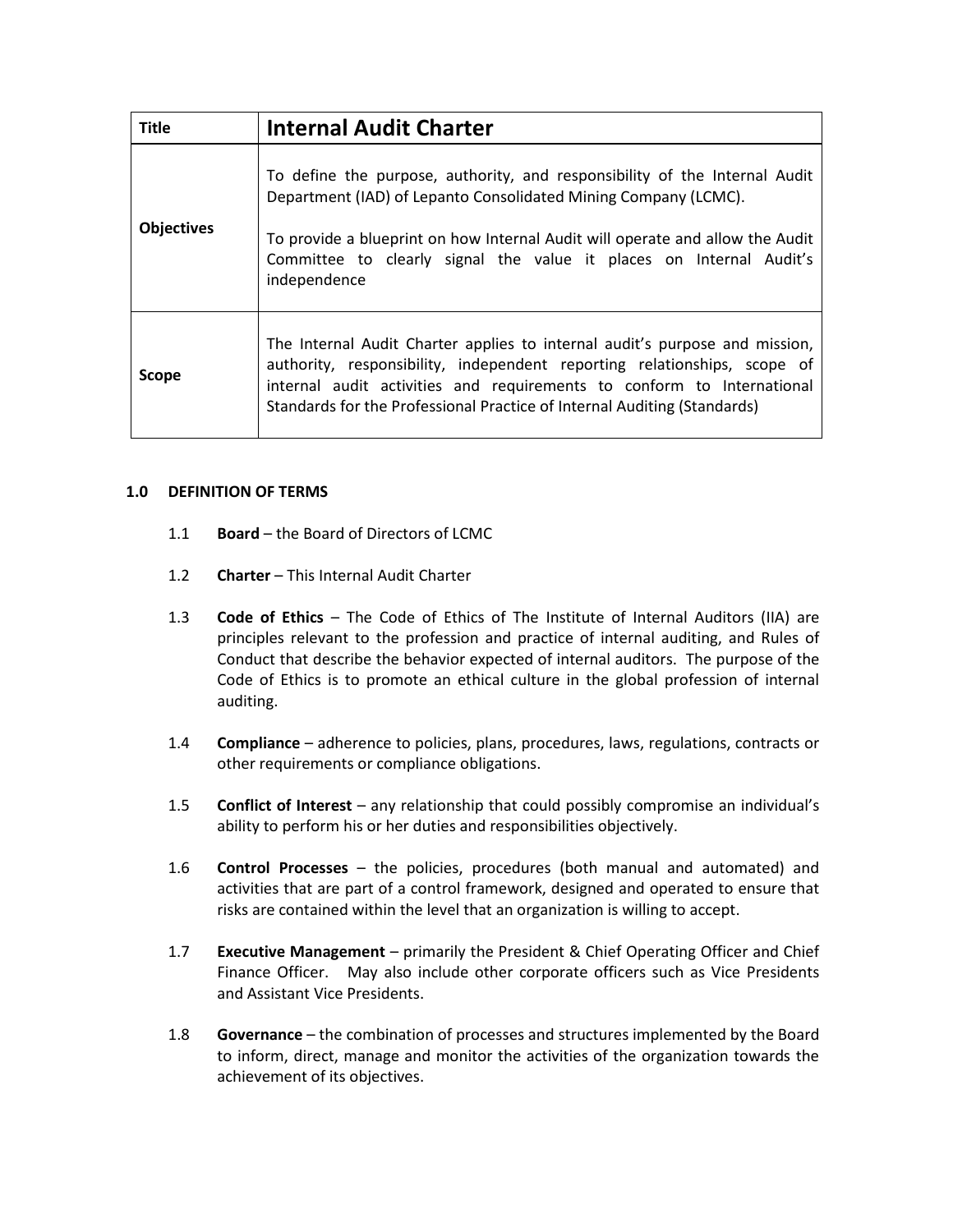| Title | Internal Audit Charter |
|---|---|
| Objectives | To define the purpose, authority, and responsibility of the Internal Audit Department (IAD) of Lepanto Consolidated Mining Company (LCMC).<br><br>To provide a blueprint on how Internal Audit will operate and allow the Audit Committee to clearly signal the value it places on Internal Audit's independence |
| Scope | The Internal Audit Charter applies to internal audit's purpose and mission, authority, responsibility, independent reporting relationships, scope of internal audit activities and requirements to conform to International Standards for the Professional Practice of Internal Auditing (Standards) |

## 1.0 DEFINITION OF TERMS

1.1 **Board** – the Board of Directors of LCMC

1.2 **Charter** – This Internal Audit Charter

1.3 **Code of Ethics** – The Code of Ethics of The Institute of Internal Auditors (IIA) are principles relevant to the profession and practice of internal auditing, and Rules of Conduct that describe the behavior expected of internal auditors. The purpose of the Code of Ethics is to promote an ethical culture in the global profession of internal auditing.

1.4 **Compliance** – adherence to policies, plans, procedures, laws, regulations, contracts or other requirements or compliance obligations.

1.5 **Conflict of Interest** – any relationship that could possibly compromise an individual's ability to perform his or her duties and responsibilities objectively.

1.6 **Control Processes** – the policies, procedures (both manual and automated) and activities that are part of a control framework, designed and operated to ensure that risks are contained within the level that an organization is willing to accept.

1.7 **Executive Management** – primarily the President & Chief Operating Officer and Chief Finance Officer. May also include other corporate officers such as Vice Presidents and Assistant Vice Presidents.

1.8 **Governance** – the combination of processes and structures implemented by the Board to inform, direct, manage and monitor the activities of the organization towards the achievement of its objectives.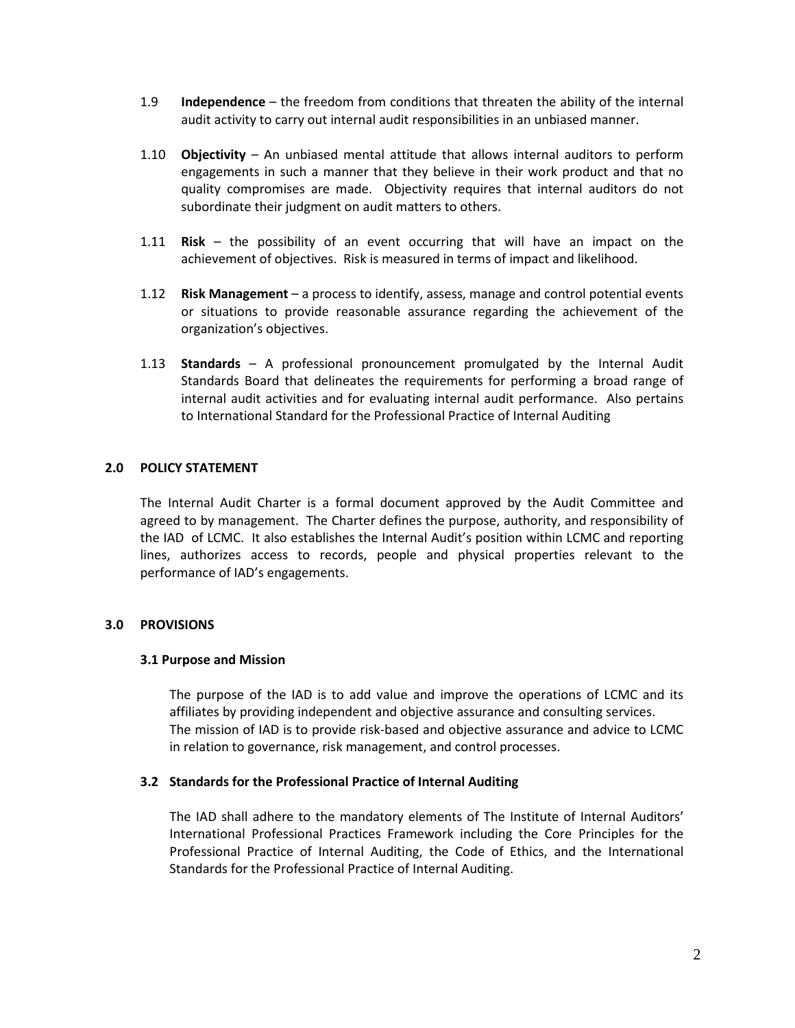1.9 **Independence** – the freedom from conditions that threaten the ability of the internal audit activity to carry out internal audit responsibilities in an unbiased manner.

1.10 **Objectivity** – An unbiased mental attitude that allows internal auditors to perform engagements in such a manner that they believe in their work product and that no quality compromises are made. Objectivity requires that internal auditors do not subordinate their judgment on audit matters to others.

1.11 **Risk** – the possibility of an event occurring that will have an impact on the achievement of objectives. Risk is measured in terms of impact and likelihood.

1.12 **Risk Management** – a process to identify, assess, manage and control potential events or situations to provide reasonable assurance regarding the achievement of the organization's objectives.

1.13 **Standards** – A professional pronouncement promulgated by the Internal Audit Standards Board that delineates the requirements for performing a broad range of internal audit activities and for evaluating internal audit performance. Also pertains to International Standard for the Professional Practice of Internal Auditing

## 2.0 POLICY STATEMENT

The Internal Audit Charter is a formal document approved by the Audit Committee and agreed to by management. The Charter defines the purpose, authority, and responsibility of the IAD of LCMC. It also establishes the Internal Audit's position within LCMC and reporting lines, authorizes access to records, people and physical properties relevant to the performance of IAD's engagements.

## 3.0 PROVISIONS

### 3.1 Purpose and Mission

The purpose of the IAD is to add value and improve the operations of LCMC and its affiliates by providing independent and objective assurance and consulting services.
The mission of IAD is to provide risk-based and objective assurance and advice to LCMC in relation to governance, risk management, and control processes.

### 3.2 Standards for the Professional Practice of Internal Auditing

The IAD shall adhere to the mandatory elements of The Institute of Internal Auditors' International Professional Practices Framework including the Core Principles for the Professional Practice of Internal Auditing, the Code of Ethics, and the International Standards for the Professional Practice of Internal Auditing.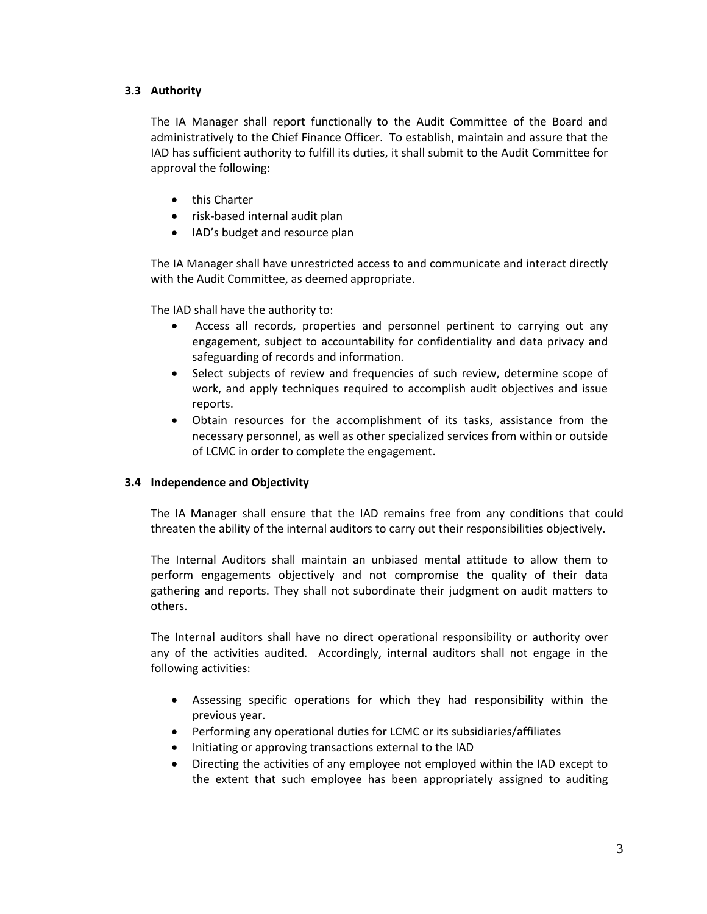### 3.3 Authority

The IA Manager shall report functionally to the Audit Committee of the Board and administratively to the Chief Finance Officer. To establish, maintain and assure that the IAD has sufficient authority to fulfill its duties, it shall submit to the Audit Committee for approval the following:

- this Charter
- risk-based internal audit plan
- IAD's budget and resource plan

The IA Manager shall have unrestricted access to and communicate and interact directly with the Audit Committee, as deemed appropriate.

The IAD shall have the authority to:

- Access all records, properties and personnel pertinent to carrying out any engagement, subject to accountability for confidentiality and data privacy and safeguarding of records and information.
- Select subjects of review and frequencies of such review, determine scope of work, and apply techniques required to accomplish audit objectives and issue reports.
- Obtain resources for the accomplishment of its tasks, assistance from the necessary personnel, as well as other specialized services from within or outside of LCMC in order to complete the engagement.

### 3.4 Independence and Objectivity

The IA Manager shall ensure that the IAD remains free from any conditions that could threaten the ability of the internal auditors to carry out their responsibilities objectively.

The Internal Auditors shall maintain an unbiased mental attitude to allow them to perform engagements objectively and not compromise the quality of their data gathering and reports. They shall not subordinate their judgment on audit matters to others.

The Internal auditors shall have no direct operational responsibility or authority over any of the activities audited. Accordingly, internal auditors shall not engage in the following activities:

- Assessing specific operations for which they had responsibility within the previous year.
- Performing any operational duties for LCMC or its subsidiaries/affiliates
- Initiating or approving transactions external to the IAD
- Directing the activities of any employee not employed within the IAD except to the extent that such employee has been appropriately assigned to auditing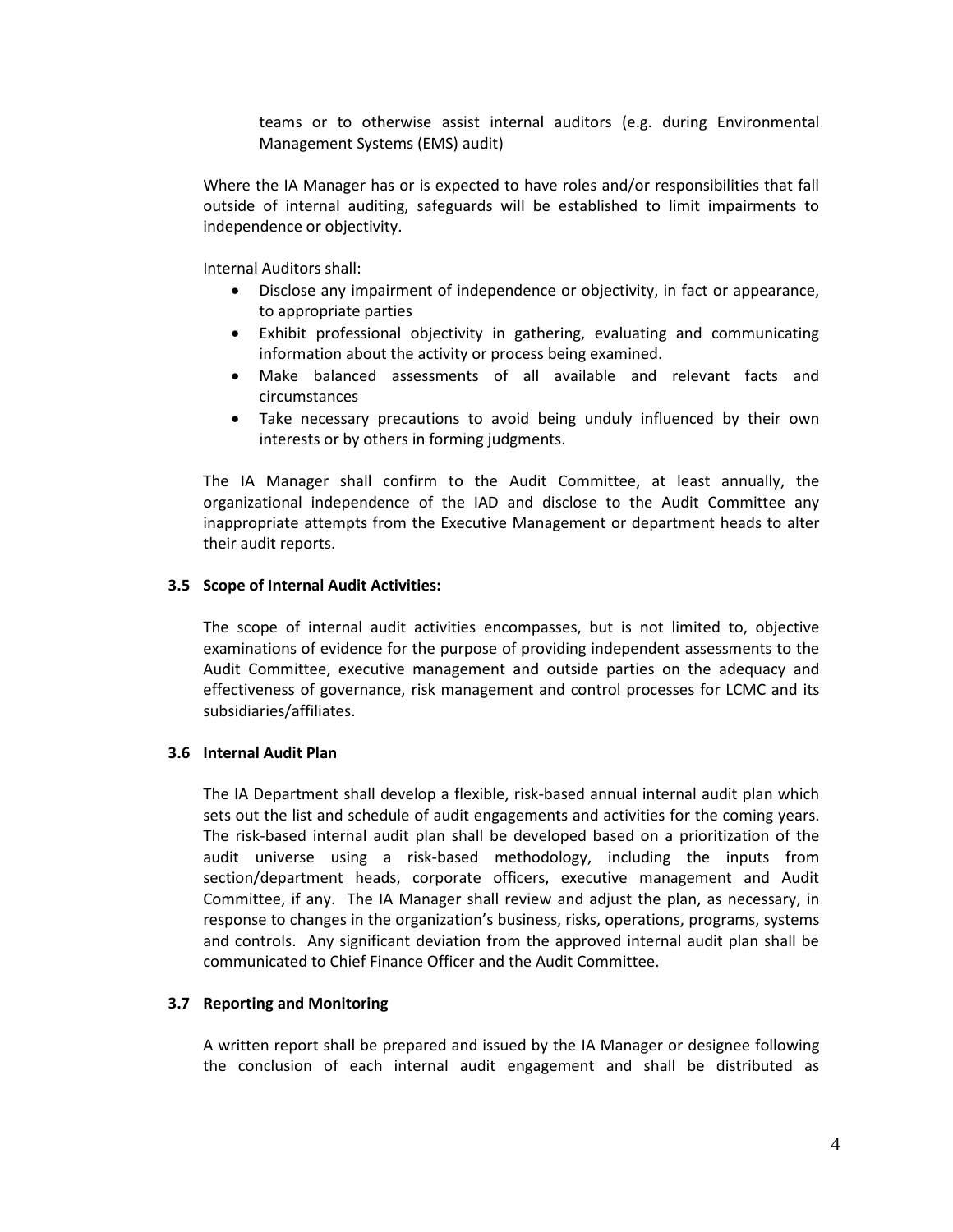teams or to otherwise assist internal auditors (e.g. during Environmental Management Systems (EMS) audit)

Where the IA Manager has or is expected to have roles and/or responsibilities that fall outside of internal auditing, safeguards will be established to limit impairments to independence or objectivity.

Internal Auditors shall:

- Disclose any impairment of independence or objectivity, in fact or appearance, to appropriate parties
- Exhibit professional objectivity in gathering, evaluating and communicating information about the activity or process being examined.
- Make balanced assessments of all available and relevant facts and circumstances
- Take necessary precautions to avoid being unduly influenced by their own interests or by others in forming judgments.

The IA Manager shall confirm to the Audit Committee, at least annually, the organizational independence of the IAD and disclose to the Audit Committee any inappropriate attempts from the Executive Management or department heads to alter their audit reports.

### 3.5 Scope of Internal Audit Activities:

The scope of internal audit activities encompasses, but is not limited to, objective examinations of evidence for the purpose of providing independent assessments to the Audit Committee, executive management and outside parties on the adequacy and effectiveness of governance, risk management and control processes for LCMC and its subsidiaries/affiliates.

### 3.6 Internal Audit Plan

The IA Department shall develop a flexible, risk-based annual internal audit plan which sets out the list and schedule of audit engagements and activities for the coming years. The risk-based internal audit plan shall be developed based on a prioritization of the audit universe using a risk-based methodology, including the inputs from section/department heads, corporate officers, executive management and Audit Committee, if any. The IA Manager shall review and adjust the plan, as necessary, in response to changes in the organization's business, risks, operations, programs, systems and controls. Any significant deviation from the approved internal audit plan shall be communicated to Chief Finance Officer and the Audit Committee.

### 3.7 Reporting and Monitoring

A written report shall be prepared and issued by the IA Manager or designee following the conclusion of each internal audit engagement and shall be distributed as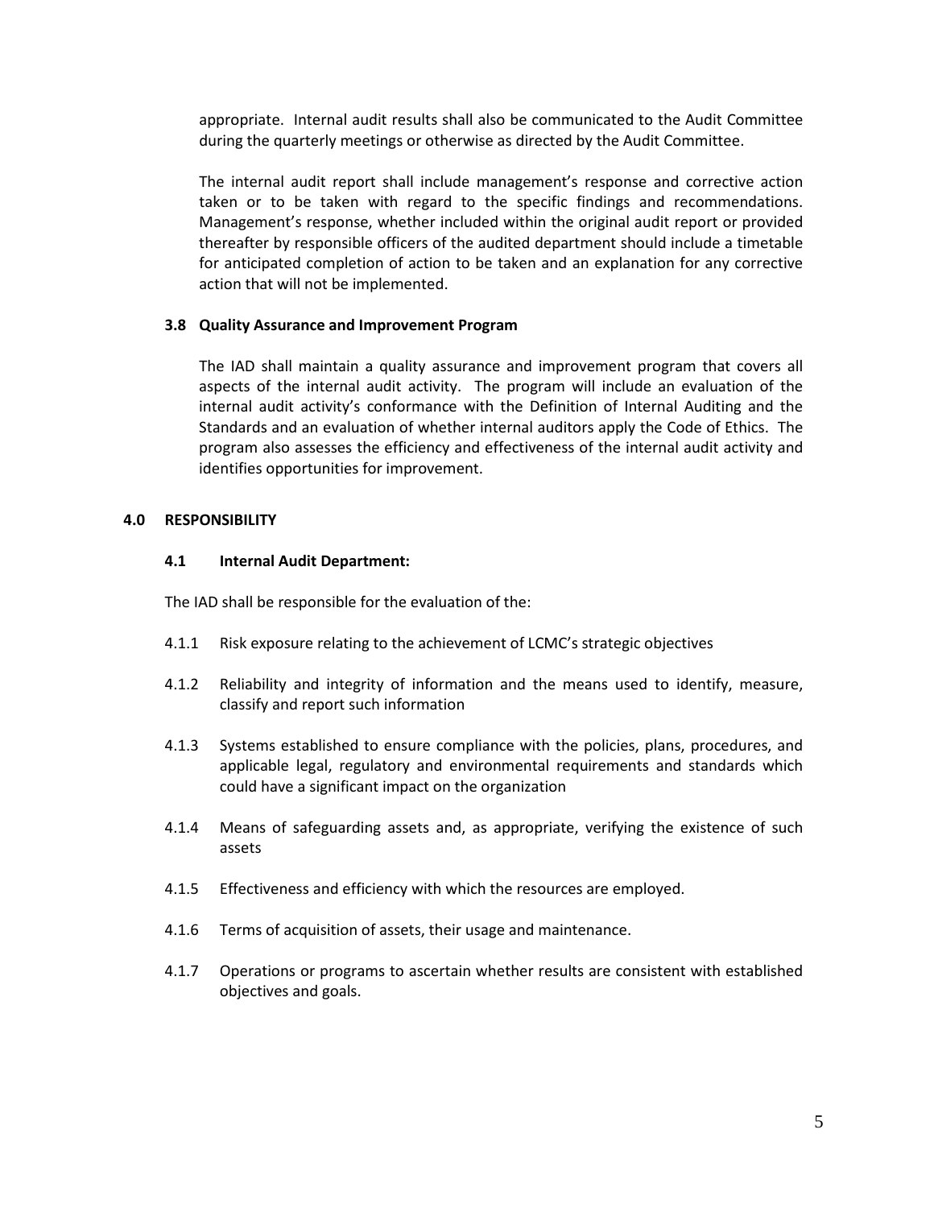appropriate. Internal audit results shall also be communicated to the Audit Committee during the quarterly meetings or otherwise as directed by the Audit Committee.

The internal audit report shall include management's response and corrective action taken or to be taken with regard to the specific findings and recommendations. Management's response, whether included within the original audit report or provided thereafter by responsible officers of the audited department should include a timetable for anticipated completion of action to be taken and an explanation for any corrective action that will not be implemented.

### 3.8 Quality Assurance and Improvement Program

The IAD shall maintain a quality assurance and improvement program that covers all aspects of the internal audit activity. The program will include an evaluation of the internal audit activity's conformance with the Definition of Internal Auditing and the Standards and an evaluation of whether internal auditors apply the Code of Ethics. The program also assesses the efficiency and effectiveness of the internal audit activity and identifies opportunities for improvement.

## 4.0 RESPONSIBILITY

### 4.1 Internal Audit Department:

The IAD shall be responsible for the evaluation of the:

4.1.1 Risk exposure relating to the achievement of LCMC's strategic objectives

4.1.2 Reliability and integrity of information and the means used to identify, measure, classify and report such information

4.1.3 Systems established to ensure compliance with the policies, plans, procedures, and applicable legal, regulatory and environmental requirements and standards which could have a significant impact on the organization

4.1.4 Means of safeguarding assets and, as appropriate, verifying the existence of such assets

4.1.5 Effectiveness and efficiency with which the resources are employed.

4.1.6 Terms of acquisition of assets, their usage and maintenance.

4.1.7 Operations or programs to ascertain whether results are consistent with established objectives and goals.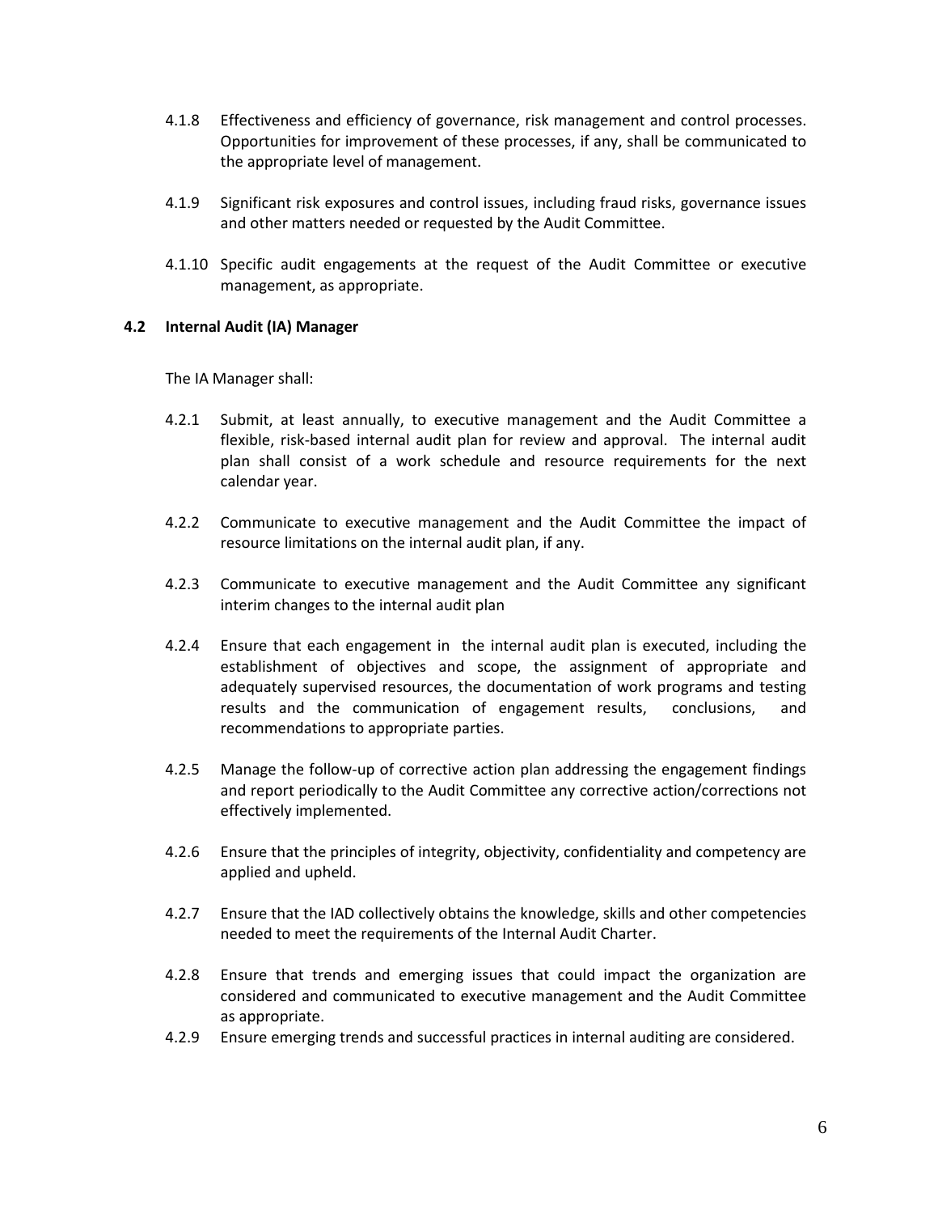4.1.8 Effectiveness and efficiency of governance, risk management and control processes. Opportunities for improvement of these processes, if any, shall be communicated to the appropriate level of management.

4.1.9 Significant risk exposures and control issues, including fraud risks, governance issues and other matters needed or requested by the Audit Committee.

4.1.10 Specific audit engagements at the request of the Audit Committee or executive management, as appropriate.

### 4.2 Internal Audit (IA) Manager

The IA Manager shall:

4.2.1 Submit, at least annually, to executive management and the Audit Committee a flexible, risk-based internal audit plan for review and approval. The internal audit plan shall consist of a work schedule and resource requirements for the next calendar year.

4.2.2 Communicate to executive management and the Audit Committee the impact of resource limitations on the internal audit plan, if any.

4.2.3 Communicate to executive management and the Audit Committee any significant interim changes to the internal audit plan

4.2.4 Ensure that each engagement in the internal audit plan is executed, including the establishment of objectives and scope, the assignment of appropriate and adequately supervised resources, the documentation of work programs and testing results and the communication of engagement results, conclusions, and recommendations to appropriate parties.

4.2.5 Manage the follow-up of corrective action plan addressing the engagement findings and report periodically to the Audit Committee any corrective action/corrections not effectively implemented.

4.2.6 Ensure that the principles of integrity, objectivity, confidentiality and competency are applied and upheld.

4.2.7 Ensure that the IAD collectively obtains the knowledge, skills and other competencies needed to meet the requirements of the Internal Audit Charter.

4.2.8 Ensure that trends and emerging issues that could impact the organization are considered and communicated to executive management and the Audit Committee as appropriate.

4.2.9 Ensure emerging trends and successful practices in internal auditing are considered.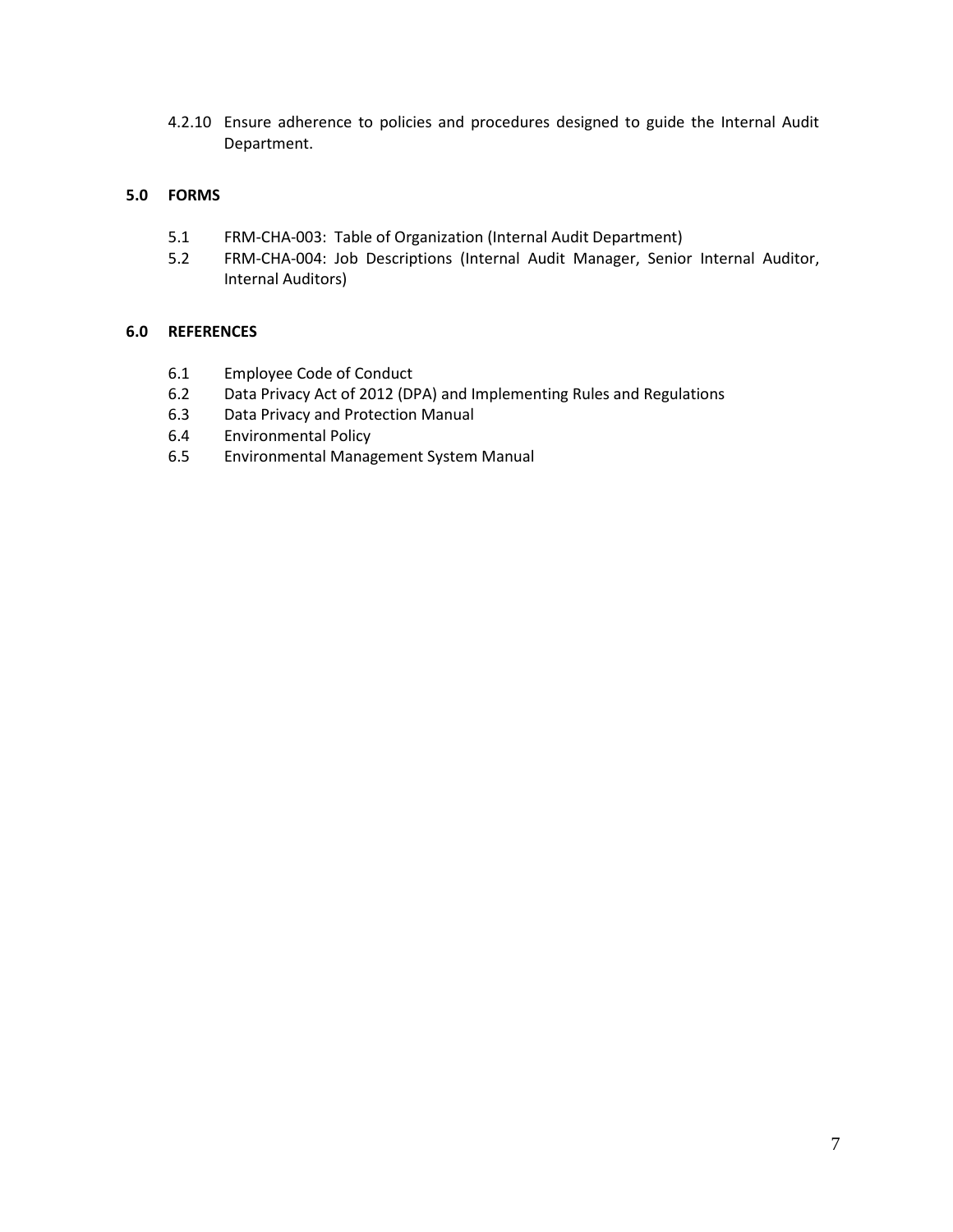4.2.10 Ensure adherence to policies and procedures designed to guide the Internal Audit Department.

## 5.0 FORMS

5.1 FRM-CHA-003: Table of Organization (Internal Audit Department)

5.2 FRM-CHA-004: Job Descriptions (Internal Audit Manager, Senior Internal Auditor, Internal Auditors)

## 6.0 REFERENCES

6.1 Employee Code of Conduct

6.2 Data Privacy Act of 2012 (DPA) and Implementing Rules and Regulations

6.3 Data Privacy and Protection Manual

6.4 Environmental Policy

6.5 Environmental Management System Manual